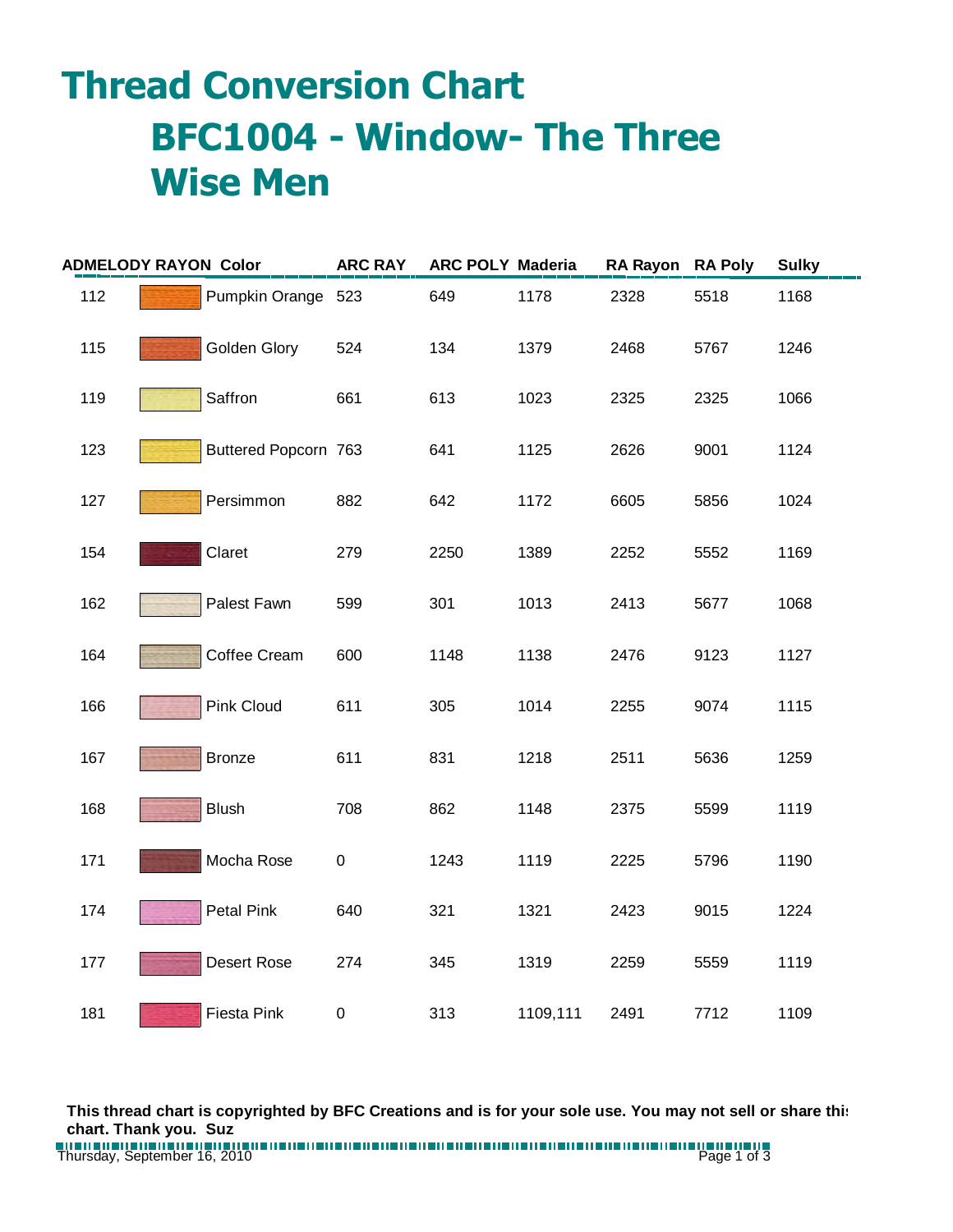# Thread Conversion Chart

## BFC1004 - Window- The Three Wise Men

| ADMELODY RAYON | Color | ARC RAY | ARC POLY | Maderia | RA Rayon | RA Poly | Sulky |
|---|---|---|---|---|---|---|---|
| 112 | Pumpkin Orange | 523 | 649 | 1178 | 2328 | 5518 | 1168 |
| 115 | Golden Glory | 524 | 134 | 1379 | 2468 | 5767 | 1246 |
| 119 | Saffron | 661 | 613 | 1023 | 2325 | 2325 | 1066 |
| 123 | Buttered Popcorn | 763 | 641 | 1125 | 2626 | 9001 | 1124 |
| 127 | Persimmon | 882 | 642 | 1172 | 6605 | 5856 | 1024 |
| 154 | Claret | 279 | 2250 | 1389 | 2252 | 5552 | 1169 |
| 162 | Palest Fawn | 599 | 301 | 1013 | 2413 | 5677 | 1068 |
| 164 | Coffee Cream | 600 | 1148 | 1138 | 2476 | 9123 | 1127 |
| 166 | Pink Cloud | 611 | 305 | 1014 | 2255 | 9074 | 1115 |
| 167 | Bronze | 611 | 831 | 1218 | 2511 | 5636 | 1259 |
| 168 | Blush | 708 | 862 | 1148 | 2375 | 5599 | 1119 |
| 171 | Mocha Rose | 0 | 1243 | 1119 | 2225 | 5796 | 1190 |
| 174 | Petal Pink | 640 | 321 | 1321 | 2423 | 9015 | 1224 |
| 177 | Desert Rose | 274 | 345 | 1319 | 2259 | 5559 | 1119 |
| 181 | Fiesta Pink | 0 | 313 | 1109,111 | 2491 | 7712 | 1109 |

**This thread chart is copyrighted by BFC Creations and is for your sole use. You may not sell or share this chart. Thank you. Suz**

Thursday, September 16, 2010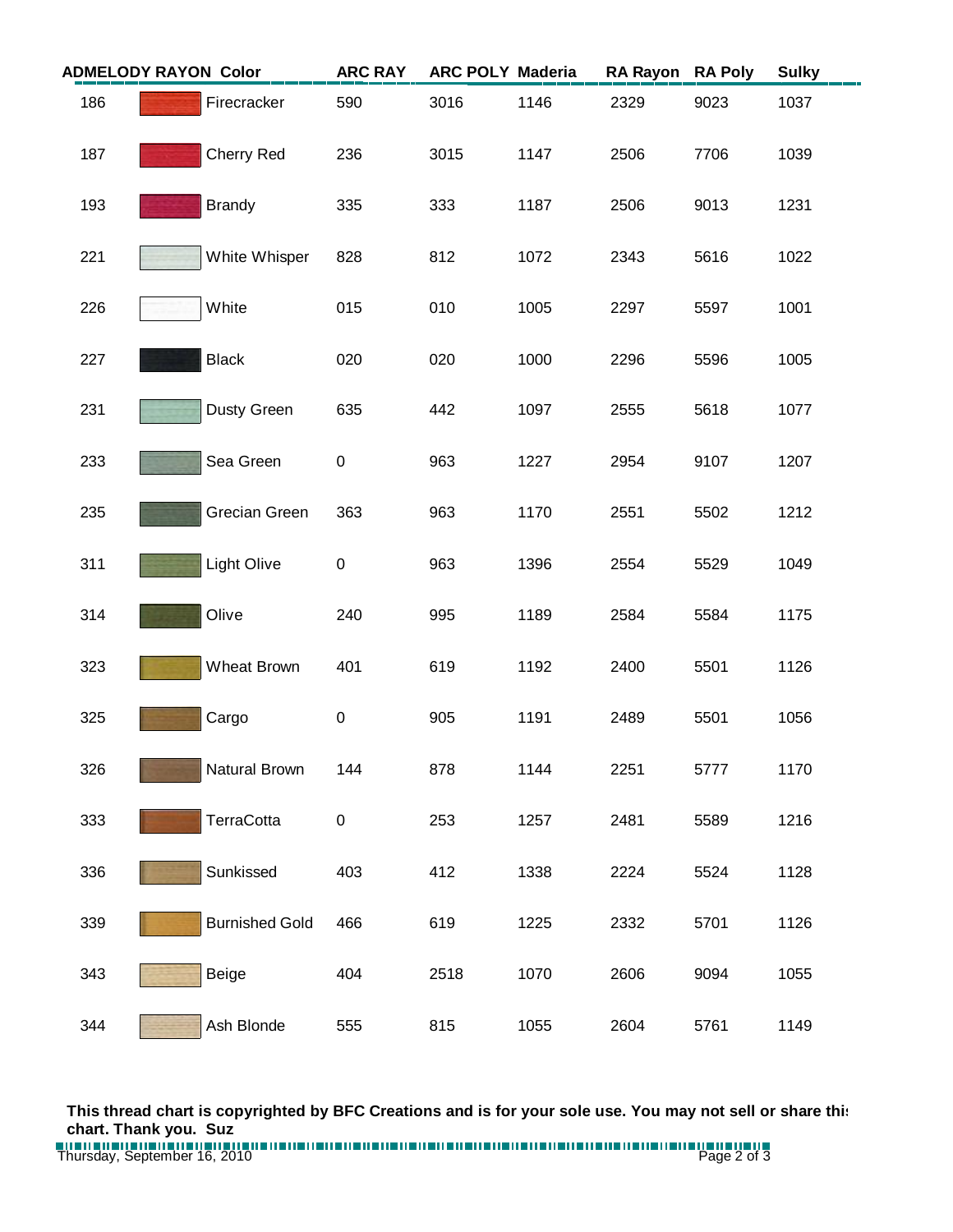| ADMELODY RAYON | Color | ARC RAY | ARC POLY | Maderia | RA Rayon | RA Poly | Sulky |
|---|---|---|---|---|---|---|---|
| 186 | Firecracker | 590 | 3016 | 1146 | 2329 | 9023 | 1037 |
| 187 | Cherry Red | 236 | 3015 | 1147 | 2506 | 7706 | 1039 |
| 193 | Brandy | 335 | 333 | 1187 | 2506 | 9013 | 1231 |
| 221 | White Whisper | 828 | 812 | 1072 | 2343 | 5616 | 1022 |
| 226 | White | 015 | 010 | 1005 | 2297 | 5597 | 1001 |
| 227 | Black | 020 | 020 | 1000 | 2296 | 5596 | 1005 |
| 231 | Dusty Green | 635 | 442 | 1097 | 2555 | 5618 | 1077 |
| 233 | Sea Green | 0 | 963 | 1227 | 2954 | 9107 | 1207 |
| 235 | Grecian Green | 363 | 963 | 1170 | 2551 | 5502 | 1212 |
| 311 | Light Olive | 0 | 963 | 1396 | 2554 | 5529 | 1049 |
| 314 | Olive | 240 | 995 | 1189 | 2584 | 5584 | 1175 |
| 323 | Wheat Brown | 401 | 619 | 1192 | 2400 | 5501 | 1126 |
| 325 | Cargo | 0 | 905 | 1191 | 2489 | 5501 | 1056 |
| 326 | Natural Brown | 144 | 878 | 1144 | 2251 | 5777 | 1170 |
| 333 | TerraCotta | 0 | 253 | 1257 | 2481 | 5589 | 1216 |
| 336 | Sunkissed | 403 | 412 | 1338 | 2224 | 5524 | 1128 |
| 339 | Burnished Gold | 466 | 619 | 1225 | 2332 | 5701 | 1126 |
| 343 | Beige | 404 | 2518 | 1070 | 2606 | 9094 | 1055 |
| 344 | Ash Blonde | 555 | 815 | 1055 | 2604 | 5761 | 1149 |

**This thread chart is copyrighted by BFC Creations and is for your sole use. You may not sell or share this chart. Thank you. Suz**

Thursday, September 16, 2010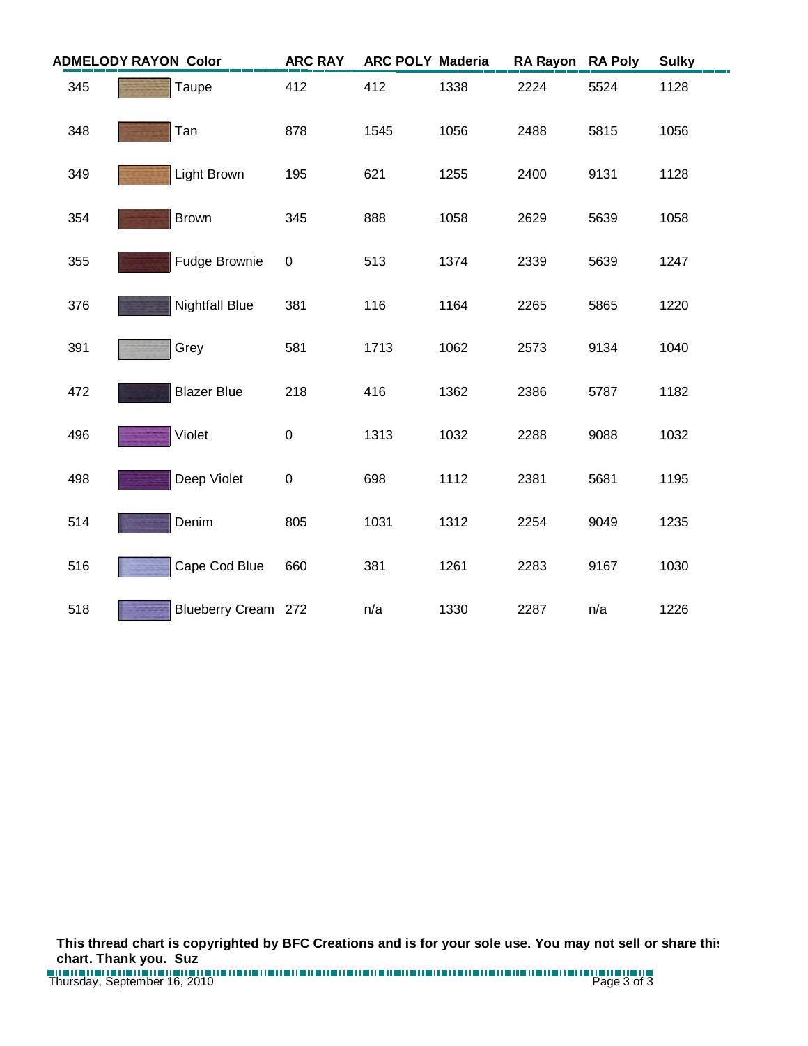| ADMELODY RAYON | | Color | ARC RAY | ARC POLY | Maderia | RA Rayon | RA Poly | Sulky |
|---|---|---|---|---|---|---|---|---|
| 345 | | Taupe | 412 | 412 | 1338 | 2224 | 5524 | 1128 |
| 348 | | Tan | 878 | 1545 | 1056 | 2488 | 5815 | 1056 |
| 349 | | Light Brown | 195 | 621 | 1255 | 2400 | 9131 | 1128 |
| 354 | | Brown | 345 | 888 | 1058 | 2629 | 5639 | 1058 |
| 355 | | Fudge Brownie | 0 | 513 | 1374 | 2339 | 5639 | 1247 |
| 376 | | Nightfall Blue | 381 | 116 | 1164 | 2265 | 5865 | 1220 |
| 391 | | Grey | 581 | 1713 | 1062 | 2573 | 9134 | 1040 |
| 472 | | Blazer Blue | 218 | 416 | 1362 | 2386 | 5787 | 1182 |
| 496 | | Violet | 0 | 1313 | 1032 | 2288 | 9088 | 1032 |
| 498 | | Deep Violet | 0 | 698 | 1112 | 2381 | 5681 | 1195 |
| 514 | | Denim | 805 | 1031 | 1312 | 2254 | 9049 | 1235 |
| 516 | | Cape Cod Blue | 660 | 381 | 1261 | 2283 | 9167 | 1030 |
| 518 | | Blueberry Cream | 272 | n/a | 1330 | 2287 | n/a | 1226 |

**This thread chart is copyrighted by BFC Creations and is for your sole use. You may not sell or share this chart. Thank you. Suz**

Thursday, September 16, 2010